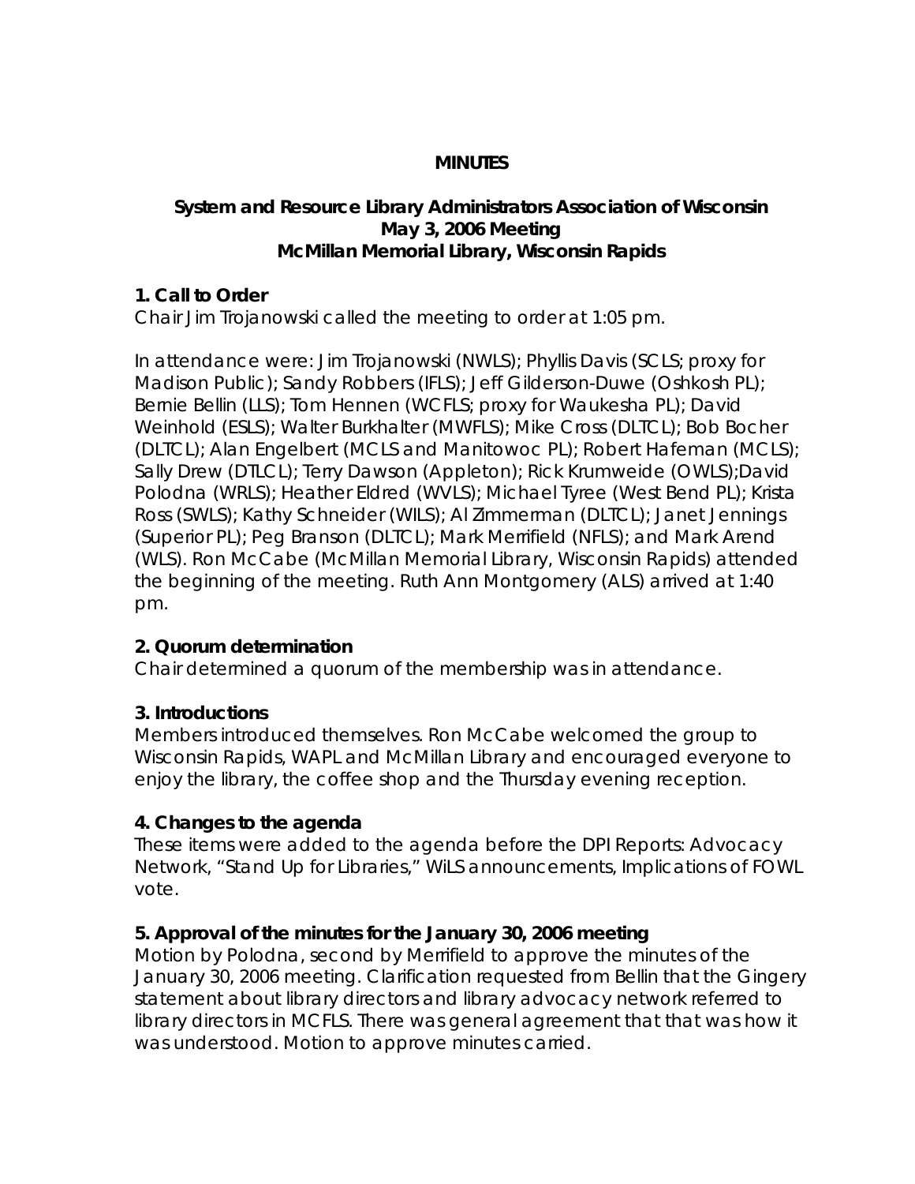**MINUTES**

**System and Resource Library Administrators Association of Wisconsin**
**May 3, 2006 Meeting**
**McMillan Memorial Library, Wisconsin Rapids**

**1. Call to Order**

Chair Jim Trojanowski called the meeting to order at 1:05 pm.

In attendance were: Jim Trojanowski (NWLS); Phyllis Davis (SCLS; proxy for Madison Public); Sandy Robbers (IFLS); Jeff Gilderson-Duwe (Oshkosh PL); Bernie Bellin (LLS); Tom Hennen (WCFLS; proxy for Waukesha PL); David Weinhold (ESLS); Walter Burkhalter (MWFLS); Mike Cross (DLTCL); Bob Bocher (DLTCL); Alan Engelbert (MCLS and Manitowoc PL); Robert Hafeman (MCLS); Sally Drew (DTLCL); Terry Dawson (Appleton); Rick Krumweide (OWLS);David Polodna (WRLS); Heather Eldred (WVLS); Michael Tyree (West Bend PL); Krista Ross (SWLS); Kathy Schneider (WILS); Al Zimmerman (DLTCL); Janet Jennings (Superior PL); Peg Branson (DLTCL); Mark Merrifield (NFLS); and Mark Arend (WLS). Ron McCabe (McMillan Memorial Library, Wisconsin Rapids) attended the beginning of the meeting. Ruth Ann Montgomery (ALS) arrived at 1:40 pm.

**2. Quorum determination**

Chair determined a quorum of the membership was in attendance.

**3. Introductions**

Members introduced themselves. Ron McCabe welcomed the group to Wisconsin Rapids, WAPL and McMillan Library and encouraged everyone to enjoy the library, the coffee shop and the Thursday evening reception.

**4. Changes to the agenda**

These items were added to the agenda before the DPI Reports: Advocacy Network, "Stand Up for Libraries," WiLS announcements, Implications of FOWL vote.

**5. Approval of the minutes for the January 30, 2006 meeting**

Motion by Polodna, second by Merrifield to approve the minutes of the January 30, 2006 meeting. Clarification requested from Bellin that the Gingery statement about library directors and library advocacy network referred to library directors in MCFLS. There was general agreement that that was how it was understood. Motion to approve minutes carried.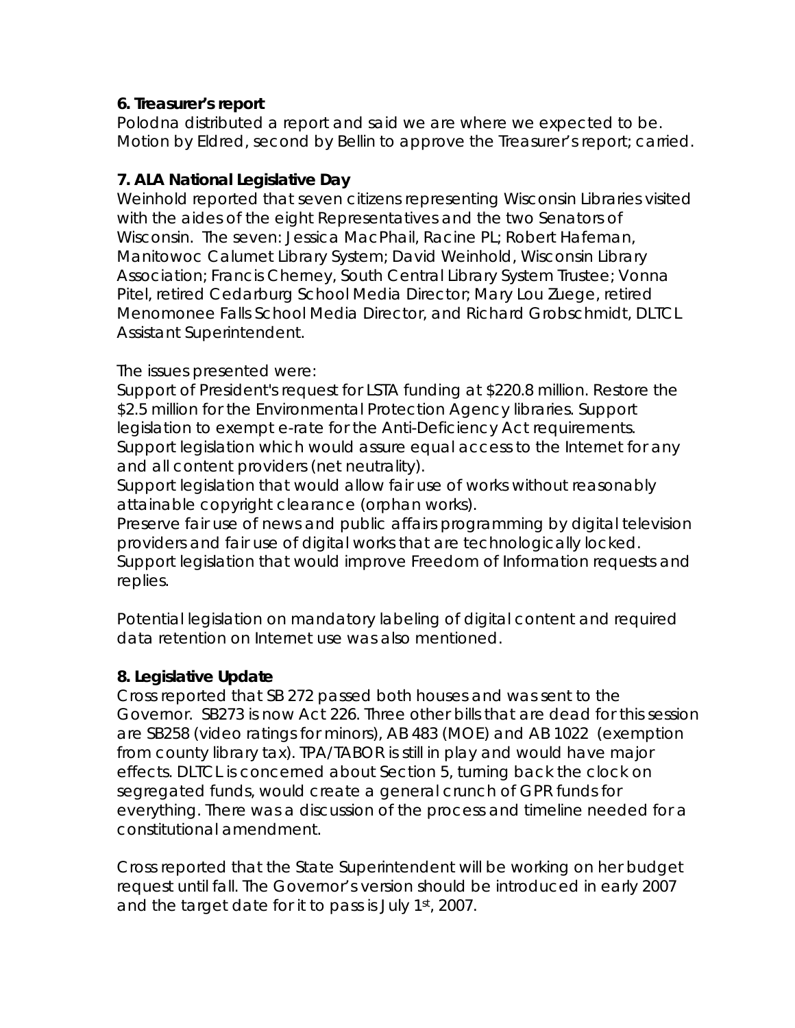**6. Treasurer's report**
Polodna distributed a report and said we are where we expected to be. Motion by Eldred, second by Bellin to approve the Treasurer's report; carried.

**7. ALA National Legislative Day**
Weinhold reported that seven citizens representing Wisconsin Libraries visited with the aides of the eight Representatives and the two Senators of Wisconsin. The seven: Jessica MacPhail, Racine PL; Robert Hafeman, Manitowoc Calumet Library System; David Weinhold, Wisconsin Library Association; Francis Cherney, South Central Library System Trustee; Vonna Pitel, retired Cedarburg School Media Director; Mary Lou Zuege, retired Menomonee Falls School Media Director, and Richard Grobschmidt, DLTCL Assistant Superintendent.

The issues presented were:
Support of President's request for LSTA funding at $220.8 million. Restore the $2.5 million for the Environmental Protection Agency libraries. Support legislation to exempt e-rate for the Anti-Deficiency Act requirements. Support legislation which would assure equal access to the Internet for any and all content providers (net neutrality).
Support legislation that would allow fair use of works without reasonably attainable copyright clearance (orphan works).
Preserve fair use of news and public affairs programming by digital television providers and fair use of digital works that are technologically locked.
Support legislation that would improve Freedom of Information requests and replies.

Potential legislation on mandatory labeling of digital content and required data retention on Internet use was also mentioned.

**8. Legislative Update**
Cross reported that SB 272 passed both houses and was sent to the Governor. SB273 is now Act 226. Three other bills that are dead for this session are SB258 (video ratings for minors), AB 483 (MOE) and AB 1022 (exemption from county library tax). TPA/TABOR is still in play and would have major effects. DLTCL is concerned about Section 5, turning back the clock on segregated funds, would create a general crunch of GPR funds for everything. There was a discussion of the process and timeline needed for a constitutional amendment.

Cross reported that the State Superintendent will be working on her budget request until fall. The Governor's version should be introduced in early 2007 and the target date for it to pass is July 1st, 2007.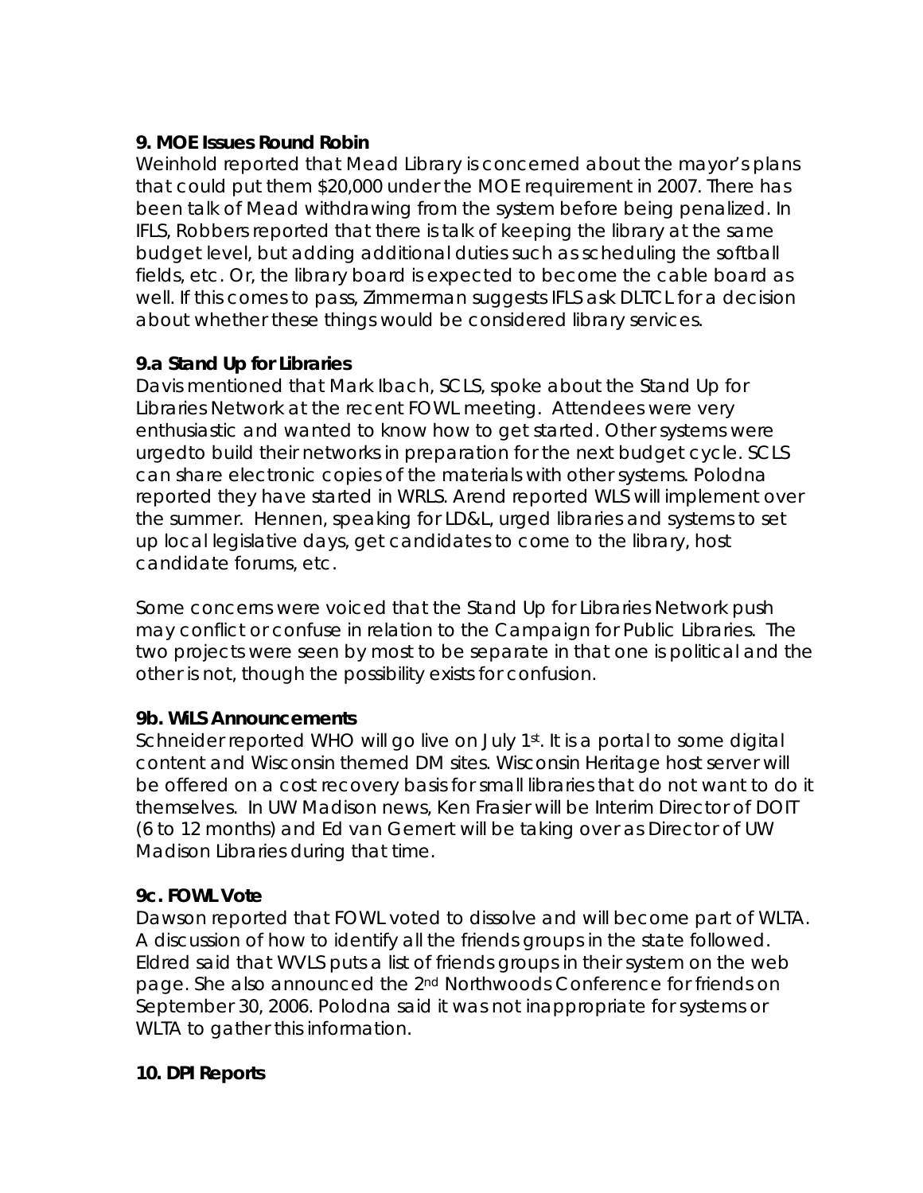**9. MOE Issues Round Robin**

Weinhold reported that Mead Library is concerned about the mayor's plans that could put them $20,000 under the MOE requirement in 2007. There has been talk of Mead withdrawing from the system before being penalized. In IFLS, Robbers reported that there is talk of keeping the library at the same budget level, but adding additional duties such as scheduling the softball fields, etc. Or, the library board is expected to become the cable board as well. If this comes to pass, Zimmerman suggests IFLS ask DLTCL for a decision about whether these things would be considered library services.

**9.a Stand Up for Libraries**

Davis mentioned that Mark Ibach, SCLS, spoke about the Stand Up for Libraries Network at the recent FOWL meeting. Attendees were very enthusiastic and wanted to know how to get started. Other systems were urgedto build their networks in preparation for the next budget cycle. SCLS can share electronic copies of the materials with other systems. Polodna reported they have started in WRLS. Arend reported WLS will implement over the summer. Hennen, speaking for LD&L, urged libraries and systems to set up local legislative days, get candidates to come to the library, host candidate forums, etc.

Some concerns were voiced that the Stand Up for Libraries Network push may conflict or confuse in relation to the Campaign for Public Libraries. The two projects were seen by most to be separate in that one is political and the other is not, though the possibility exists for confusion.

**9b. WiLS Announcements**

Schneider reported WHO will go live on July 1st. It is a portal to some digital content and Wisconsin themed DM sites. Wisconsin Heritage host server will be offered on a cost recovery basis for small libraries that do not want to do it themselves. In UW Madison news, Ken Frasier will be Interim Director of DOIT (6 to 12 months) and Ed van Gemert will be taking over as Director of UW Madison Libraries during that time.

**9c. FOWL Vote**

Dawson reported that FOWL voted to dissolve and will become part of WLTA. A discussion of how to identify all the friends groups in the state followed. Eldred said that WVLS puts a list of friends groups in their system on the web page. She also announced the 2nd Northwoods Conference for friends on September 30, 2006. Polodna said it was not inappropriate for systems or WLTA to gather this information.

**10. DPI Reports**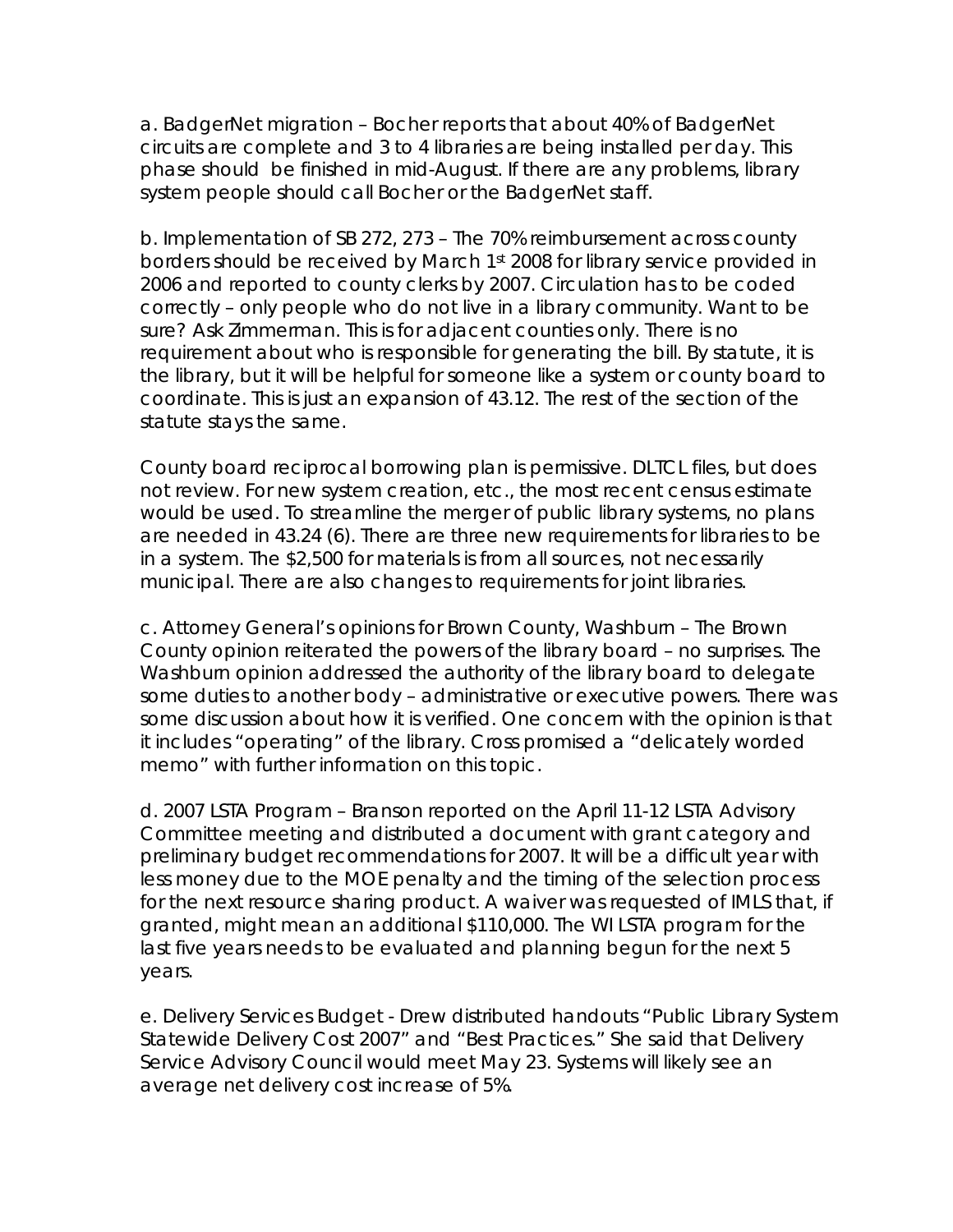a. BadgerNet migration – Bocher reports that about 40% of BadgerNet circuits are complete and 3 to 4 libraries are being installed per day. This phase should be finished in mid-August. If there are any problems, library system people should call Bocher or the BadgerNet staff.

b. Implementation of SB 272, 273 – The 70% reimbursement across county borders should be received by March 1st 2008 for library service provided in 2006 and reported to county clerks by 2007. Circulation has to be coded correctly – only people who do not live in a library community. Want to be sure? Ask Zimmerman. This is for adjacent counties only. There is no requirement about who is responsible for generating the bill. By statute, it is the library, but it will be helpful for someone like a system or county board to coordinate. This is just an expansion of 43.12. The rest of the section of the statute stays the same.

County board reciprocal borrowing plan is permissive. DLTCL files, but does not review. For new system creation, etc., the most recent census estimate would be used. To streamline the merger of public library systems, no plans are needed in 43.24 (6). There are three new requirements for libraries to be in a system. The $2,500 for materials is from all sources, not necessarily municipal. There are also changes to requirements for joint libraries.

c. Attorney General's opinions for Brown County, Washburn – The Brown County opinion reiterated the powers of the library board – no surprises. The Washburn opinion addressed the authority of the library board to delegate some duties to another body – administrative or executive powers. There was some discussion about how it is verified. One concern with the opinion is that it includes "operating" of the library. Cross promised a "delicately worded memo" with further information on this topic.

d. 2007 LSTA Program – Branson reported on the April 11-12 LSTA Advisory Committee meeting and distributed a document with grant category and preliminary budget recommendations for 2007. It will be a difficult year with less money due to the MOE penalty and the timing of the selection process for the next resource sharing product. A waiver was requested of IMLS that, if granted, might mean an additional $110,000. The WI LSTA program for the last five years needs to be evaluated and planning begun for the next 5 years.

e. Delivery Services Budget - Drew distributed handouts "Public Library System Statewide Delivery Cost 2007" and "Best Practices." She said that Delivery Service Advisory Council would meet May 23. Systems will likely see an average net delivery cost increase of 5%.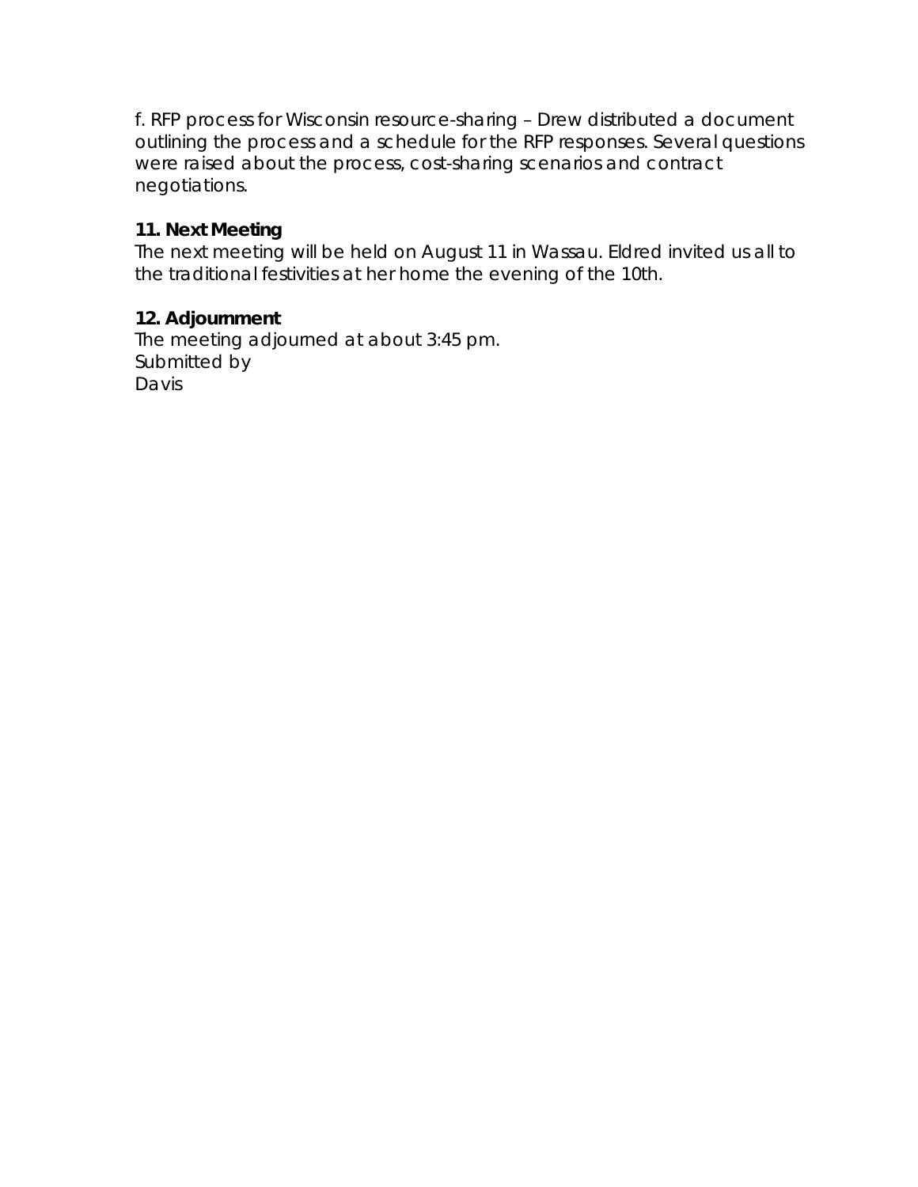f. RFP process for Wisconsin resource-sharing – Drew distributed a document outlining the process and a schedule for the RFP responses. Several questions were raised about the process, cost-sharing scenarios and contract negotiations.

**11. Next Meeting**

The next meeting will be held on August 11 in Wassau. Eldred invited us all to the traditional festivities at her home the evening of the 10th.

**12. Adjournment**

The meeting adjourned at about 3:45 pm.
Submitted by
Davis